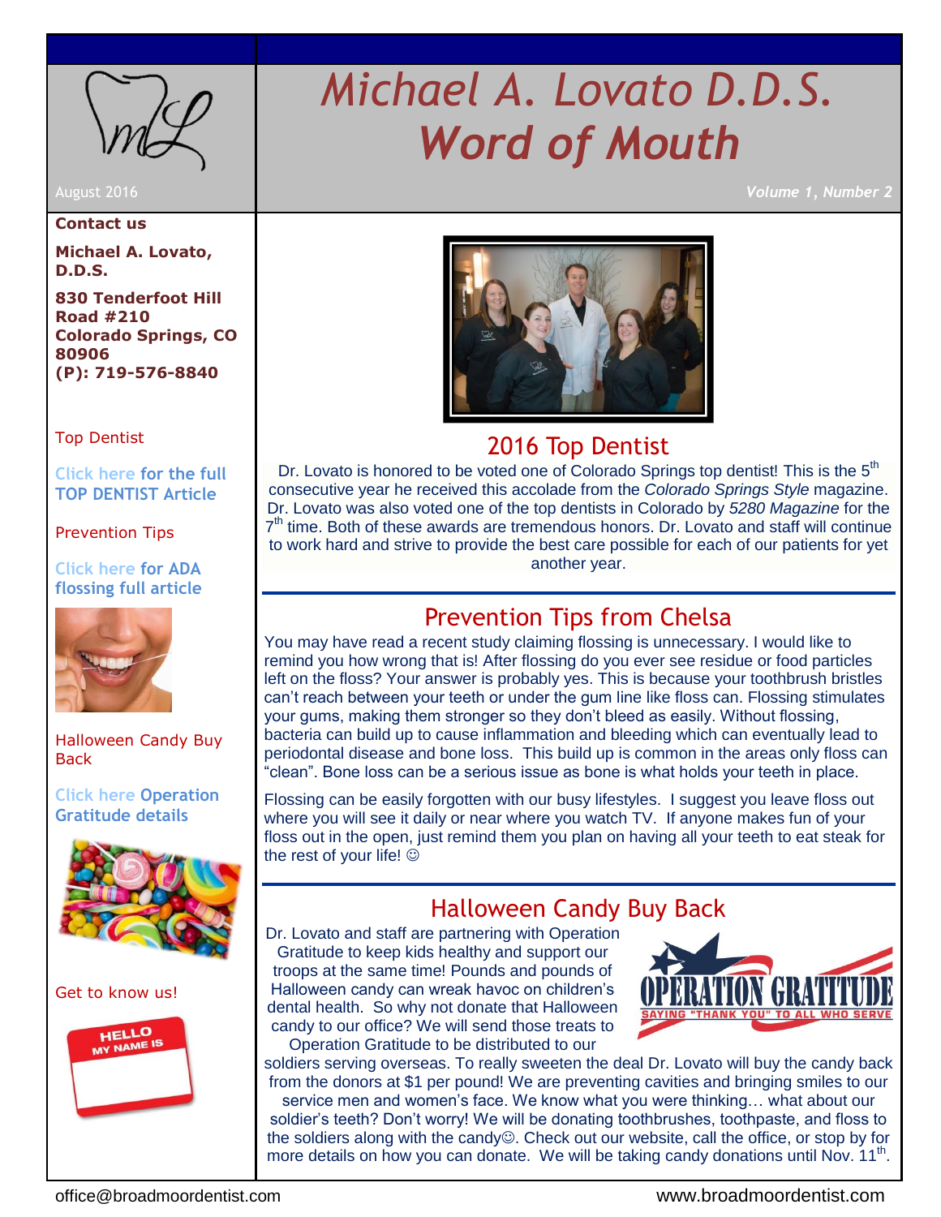# Michael A. Lovato D.D.S.
# *Word of Mouth*

August 2016

*Volume 1, Number 2*

**Contact us**

**Michael A. Lovato, D.D.S.**

**830 Tenderfoot Hill Road #210**
**Colorado Springs, CO 80906**
**(P): 719-576-8840**

Top Dentist

Click here for the full TOP DENTIST Article

Prevention Tips

Click here for ADA flossing full article

Halloween Candy Buy Back

Click here Operation Gratitude details

Get to know us!

## 2016 Top Dentist

Dr. Lovato is honored to be voted one of Colorado Springs top dentist! This is the 5th consecutive year he received this accolade from the *Colorado Springs Style* magazine. Dr. Lovato was also voted one of the top dentists in Colorado by *5280 Magazine* for the 7th time. Both of these awards are tremendous honors. Dr. Lovato and staff will continue to work hard and strive to provide the best care possible for each of our patients for yet another year.

## Prevention Tips from Chelsa

You may have read a recent study claiming flossing is unnecessary. I would like to remind you how wrong that is! After flossing do you ever see residue or food particles left on the floss? Your answer is probably yes. This is because your toothbrush bristles can't reach between your teeth or under the gum line like floss can. Flossing stimulates your gums, making them stronger so they don't bleed as easily. Without flossing, bacteria can build up to cause inflammation and bleeding which can eventually lead to periodontal disease and bone loss. This build up is common in the areas only floss can "clean". Bone loss can be a serious issue as bone is what holds your teeth in place.

Flossing can be easily forgotten with our busy lifestyles. I suggest you leave floss out where you will see it daily or near where you watch TV. If anyone makes fun of your floss out in the open, just remind them you plan on having all your teeth to eat steak for the rest of your life! ☺

## Halloween Candy Buy Back

Dr. Lovato and staff are partnering with Operation Gratitude to keep kids healthy and support our troops at the same time! Pounds and pounds of Halloween candy can wreak havoc on children's dental health. So why not donate that Halloween candy to our office? We will send those treats to Operation Gratitude to be distributed to our soldiers serving overseas. To really sweeten the deal Dr. Lovato will buy the candy back from the donors at $1 per pound! We are preventing cavities and bringing smiles to our service men and women's face. We know what you were thinking… what about our soldier's teeth? Don't worry! We will be donating toothbrushes, toothpaste, and floss to the soldiers along with the candy☺. Check out our website, call the office, or stop by for more details on how you can donate. We will be taking candy donations until Nov. 11th.

office@broadmoordentist.com www.broadmoordentist.com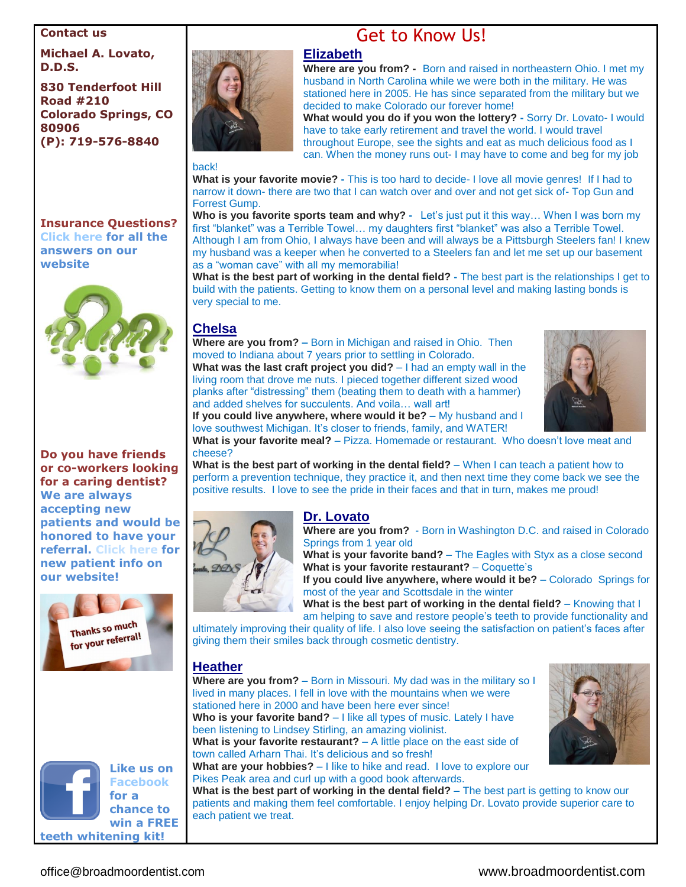**Contact us**

**Michael A. Lovato, D.D.S.**

**830 Tenderfoot Hill Road #210**
**Colorado Springs, CO 80906**
**(P): 719-576-8840**

**Insurance Questions? Click here for all the answers on our website**

**Do you have friends or co-workers looking for a caring dentist? We are always accepting new patients and would be honored to have your referral. Click here for new patient info on our website!**

Thanks so much for your referral!

**Like us on Facebook for a chance to win a FREE teeth whitening kit!**

# Get to Know Us!

## Elizabeth

**Where are you from? -** Born and raised in northeastern Ohio. I met my husband in North Carolina while we were both in the military. He was stationed here in 2005. He has since separated from the military but we decided to make Colorado our forever home!

**What would you do if you won the lottery? -** Sorry Dr. Lovato- I would have to take early retirement and travel the world. I would travel throughout Europe, see the sights and eat as much delicious food as I can. When the money runs out- I may have to come and beg for my job back!

**What is your favorite movie? -** This is too hard to decide- I love all movie genres! If I had to narrow it down- there are two that I can watch over and over and not get sick of- Top Gun and Forrest Gump.

**Who is you favorite sports team and why? -** Let's just put it this way… When I was born my first "blanket" was a Terrible Towel… my daughters first "blanket" was also a Terrible Towel. Although I am from Ohio, I always have been and will always be a Pittsburgh Steelers fan! I knew my husband was a keeper when he converted to a Steelers fan and let me set up our basement as a "woman cave" with all my memorabilia!

**What is the best part of working in the dental field? -** The best part is the relationships I get to build with the patients. Getting to know them on a personal level and making lasting bonds is very special to me.

## Chelsa

**Where are you from? –** Born in Michigan and raised in Ohio. Then moved to Indiana about 7 years prior to settling in Colorado.

**What was the last craft project you did? –** I had an empty wall in the living room that drove me nuts. I pieced together different sized wood planks after "distressing" them (beating them to death with a hammer) and added shelves for succulents. And voila… wall art!

**If you could live anywhere, where would it be? –** My husband and I love southwest Michigan. It's closer to friends, family, and WATER!

**What is your favorite meal? –** Pizza. Homemade or restaurant. Who doesn't love meat and cheese?

**What is the best part of working in the dental field? –** When I can teach a patient how to perform a prevention technique, they practice it, and then next time they come back we see the positive results. I love to see the pride in their faces and that in turn, makes me proud!

## Dr. Lovato

**Where are you from? -** Born in Washington D.C. and raised in Colorado Springs from 1 year old

**What is your favorite band? –** The Eagles with Styx as a close second

**What is your favorite restaurant? –** Coquette's

**If you could live anywhere, where would it be? –** Colorado Springs for most of the year and Scottsdale in the winter

**What is the best part of working in the dental field? –** Knowing that I am helping to save and restore people's teeth to provide functionality and ultimately improving their quality of life. I also love seeing the satisfaction on patient's faces after giving them their smiles back through cosmetic dentistry.

## Heather

**Where are you from? –** Born in Missouri. My dad was in the military so I lived in many places. I fell in love with the mountains when we were stationed here in 2000 and have been here ever since!

**Who is your favorite band? –** I like all types of music. Lately I have been listening to Lindsey Stirling, an amazing violinist.

**What is your favorite restaurant? –** A little place on the east side of town called Arharn Thai. It's delicious and so fresh!

**What are your hobbies? –** I like to hike and read. I love to explore our Pikes Peak area and curl up with a good book afterwards.

**What is the best part of working in the dental field? –** The best part is getting to know our patients and making them feel comfortable. I enjoy helping Dr. Lovato provide superior care to each patient we treat.

office@broadmoordentist.com www.broadmoordentist.com